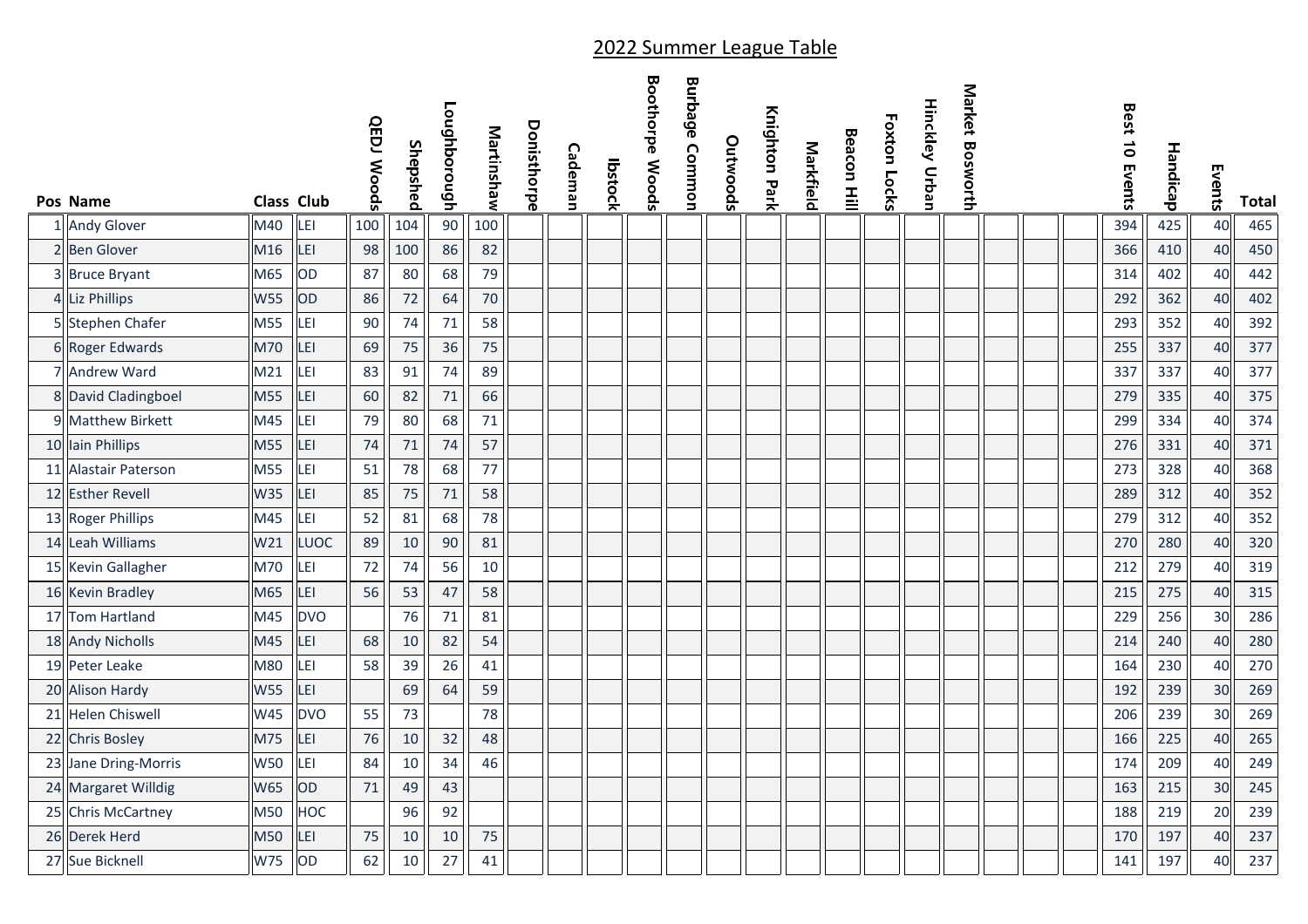# 2022 Summer League Table

| Pos | Name | Class | Club | QEDJ Woods | Shepshed | Loughborough | Martinshaw | Donisthorpe | Cademan | Ibstock | Boothorpe Woods | Burbage Common | Outwoods | Knighton Park | Markfield | Beacon Hill | Foxton Locks | Hinckley Urban | Market Bosworth | | | | Best 10 Events | Handicap | Events | Total |
|---|---|---|---|---|---|---|---|---|---|---|---|---|---|---|---|---|---|---|---|---|---|---|---|---|---|---|
| 1 | Andy Glover | M40 | LEI | 100 | 104 | 90 | 100 | | | | | | | | | | | | | | | | 394 | 425 | 40 | 465 |
| 2 | Ben Glover | M16 | LEI | 98 | 100 | 86 | 82 | | | | | | | | | | | | | | | | 366 | 410 | 40 | 450 |
| 3 | Bruce Bryant | M65 | OD | 87 | 80 | 68 | 79 | | | | | | | | | | | | | | | | 314 | 402 | 40 | 442 |
| 4 | Liz Phillips | W55 | OD | 86 | 72 | 64 | 70 | | | | | | | | | | | | | | | | 292 | 362 | 40 | 402 |
| 5 | Stephen Chafer | M55 | LEI | 90 | 74 | 71 | 58 | | | | | | | | | | | | | | | | 293 | 352 | 40 | 392 |
| 6 | Roger Edwards | M70 | LEI | 69 | 75 | 36 | 75 | | | | | | | | | | | | | | | | 255 | 337 | 40 | 377 |
| 7 | Andrew Ward | M21 | LEI | 83 | 91 | 74 | 89 | | | | | | | | | | | | | | | | 337 | 337 | 40 | 377 |
| 8 | David Cladingboel | M55 | LEI | 60 | 82 | 71 | 66 | | | | | | | | | | | | | | | | 279 | 335 | 40 | 375 |
| 9 | Matthew Birkett | M45 | LEI | 79 | 80 | 68 | 71 | | | | | | | | | | | | | | | | 299 | 334 | 40 | 374 |
| 10 | Iain Phillips | M55 | LEI | 74 | 71 | 74 | 57 | | | | | | | | | | | | | | | | 276 | 331 | 40 | 371 |
| 11 | Alastair Paterson | M55 | LEI | 51 | 78 | 68 | 77 | | | | | | | | | | | | | | | | 273 | 328 | 40 | 368 |
| 12 | Esther Revell | W35 | LEI | 85 | 75 | 71 | 58 | | | | | | | | | | | | | | | | 289 | 312 | 40 | 352 |
| 13 | Roger Phillips | M45 | LEI | 52 | 81 | 68 | 78 | | | | | | | | | | | | | | | | 279 | 312 | 40 | 352 |
| 14 | Leah Williams | W21 | LUOC | 89 | 10 | 90 | 81 | | | | | | | | | | | | | | | | 270 | 280 | 40 | 320 |
| 15 | Kevin Gallagher | M70 | LEI | 72 | 74 | 56 | 10 | | | | | | | | | | | | | | | | 212 | 279 | 40 | 319 |
| 16 | Kevin Bradley | M65 | LEI | 56 | 53 | 47 | 58 | | | | | | | | | | | | | | | | 215 | 275 | 40 | 315 |
| 17 | Tom Hartland | M45 | DVO | | 76 | 71 | 81 | | | | | | | | | | | | | | | | 229 | 256 | 30 | 286 |
| 18 | Andy Nicholls | M45 | LEI | 68 | 10 | 82 | 54 | | | | | | | | | | | | | | | | 214 | 240 | 40 | 280 |
| 19 | Peter Leake | M80 | LEI | 58 | 39 | 26 | 41 | | | | | | | | | | | | | | | | 164 | 230 | 40 | 270 |
| 20 | Alison Hardy | W55 | LEI | | 69 | 64 | 59 | | | | | | | | | | | | | | | | 192 | 239 | 30 | 269 |
| 21 | Helen Chiswell | W45 | DVO | 55 | 73 | | 78 | | | | | | | | | | | | | | | | 206 | 239 | 30 | 269 |
| 22 | Chris Bosley | M75 | LEI | 76 | 10 | 32 | 48 | | | | | | | | | | | | | | | | 166 | 225 | 40 | 265 |
| 23 | Jane Dring-Morris | W50 | LEI | 84 | 10 | 34 | 46 | | | | | | | | | | | | | | | | 174 | 209 | 40 | 249 |
| 24 | Margaret Willdig | W65 | OD | 71 | 49 | 43 | | | | | | | | | | | | | | | | | 163 | 215 | 30 | 245 |
| 25 | Chris McCartney | M50 | HOC | | 96 | 92 | | | | | | | | | | | | | | | | | 188 | 219 | 20 | 239 |
| 26 | Derek Herd | M50 | LEI | 75 | 10 | 10 | 75 | | | | | | | | | | | | | | | | 170 | 197 | 40 | 237 |
| 27 | Sue Bicknell | W75 | OD | 62 | 10 | 27 | 41 | | | | | | | | | | | | | | | | 141 | 197 | 40 | 237 |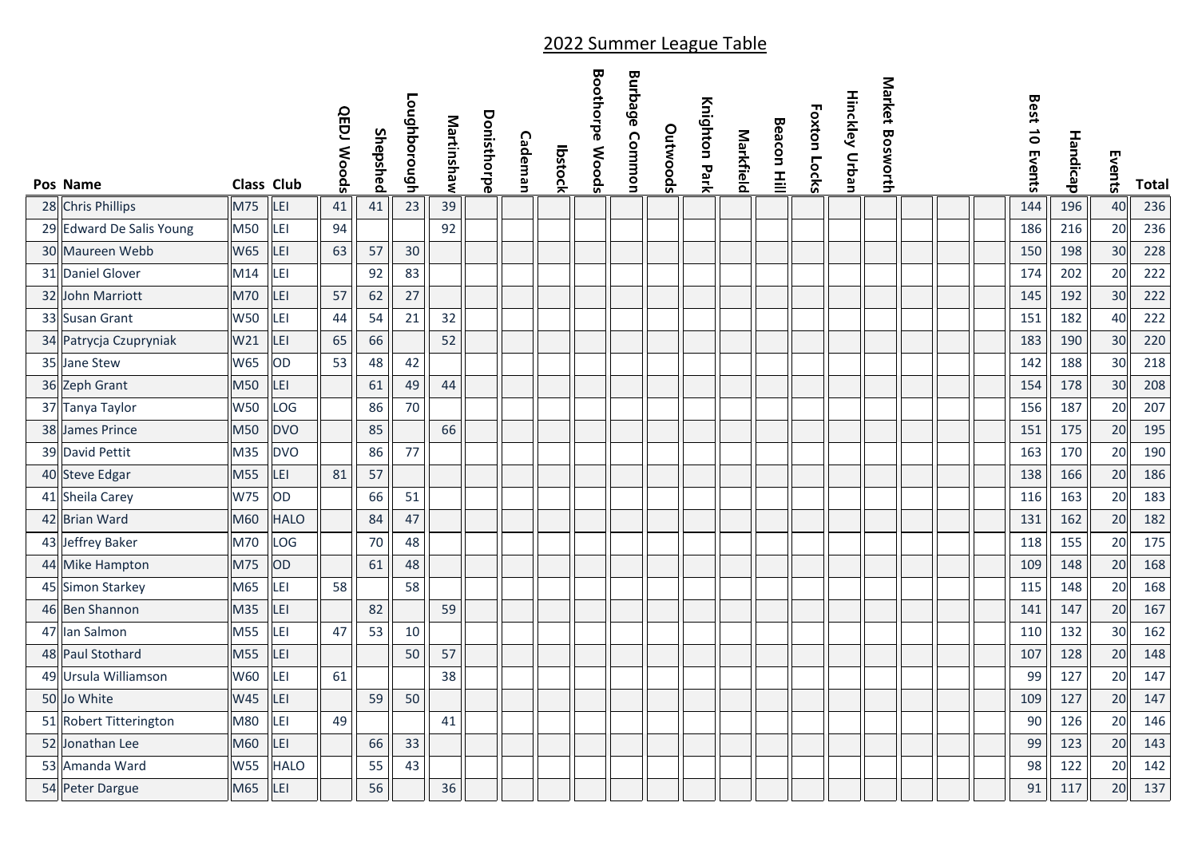## 2022 Summer League Table

| Pos | Name | Class | Club | QEDJ Woods | Shepshed | Loughborough | Martinshaw | Donisthorpe | Cademan | Ibstock | Boothorpe Woods | Burbage Common | Outwoods | Knighton Park | Markfield | Beacon Hill | Foxton Locks | Hinckley Urban | Market Bosworth | | | | Best 10 Events | Handicap | Events | Total |
|---|---|---|---|---|---|---|---|---|---|---|---|---|---|---|---|---|---|---|---|---|---|---|---|---|---|---|
| 28 | Chris Phillips | M75 | LEI | 41 | 41 | 23 | 39 | | | | | | | | | | | | | | | | 144 | 196 | 40 | 236 |
| 29 | Edward De Salis Young | M50 | LEI | 94 | | | 92 | | | | | | | | | | | | | | | | 186 | 216 | 20 | 236 |
| 30 | Maureen Webb | W65 | LEI | 63 | 57 | 30 | | | | | | | | | | | | | | | | | 150 | 198 | 30 | 228 |
| 31 | Daniel Glover | M14 | LEI | | 92 | 83 | | | | | | | | | | | | | | | | | 174 | 202 | 20 | 222 |
| 32 | John Marriott | M70 | LEI | 57 | 62 | 27 | | | | | | | | | | | | | | | | | 145 | 192 | 30 | 222 |
| 33 | Susan Grant | W50 | LEI | 44 | 54 | 21 | 32 | | | | | | | | | | | | | | | | 151 | 182 | 40 | 222 |
| 34 | Patrycja Czupryniak | W21 | LEI | 65 | 66 | | 52 | | | | | | | | | | | | | | | | 183 | 190 | 30 | 220 |
| 35 | Jane Stew | W65 | OD | 53 | 48 | 42 | | | | | | | | | | | | | | | | | 142 | 188 | 30 | 218 |
| 36 | Zeph Grant | M50 | LEI | | 61 | 49 | 44 | | | | | | | | | | | | | | | | 154 | 178 | 30 | 208 |
| 37 | Tanya Taylor | W50 | LOG | | 86 | 70 | | | | | | | | | | | | | | | | | 156 | 187 | 20 | 207 |
| 38 | James Prince | M50 | DVO | | 85 | | 66 | | | | | | | | | | | | | | | | 151 | 175 | 20 | 195 |
| 39 | David Pettit | M35 | DVO | | 86 | 77 | | | | | | | | | | | | | | | | | 163 | 170 | 20 | 190 |
| 40 | Steve Edgar | M55 | LEI | 81 | 57 | | | | | | | | | | | | | | | | | | 138 | 166 | 20 | 186 |
| 41 | Sheila Carey | W75 | OD | | 66 | 51 | | | | | | | | | | | | | | | | | 116 | 163 | 20 | 183 |
| 42 | Brian Ward | M60 | HALO | | 84 | 47 | | | | | | | | | | | | | | | | | 131 | 162 | 20 | 182 |
| 43 | Jeffrey Baker | M70 | LOG | | 70 | 48 | | | | | | | | | | | | | | | | | 118 | 155 | 20 | 175 |
| 44 | Mike Hampton | M75 | OD | | 61 | 48 | | | | | | | | | | | | | | | | | 109 | 148 | 20 | 168 |
| 45 | Simon Starkey | M65 | LEI | 58 | | 58 | | | | | | | | | | | | | | | | | 115 | 148 | 20 | 168 |
| 46 | Ben Shannon | M35 | LEI | | 82 | | 59 | | | | | | | | | | | | | | | | 141 | 147 | 20 | 167 |
| 47 | Ian Salmon | M55 | LEI | 47 | 53 | 10 | | | | | | | | | | | | | | | | | 110 | 132 | 30 | 162 |
| 48 | Paul Stothard | M55 | LEI | | | 50 | 57 | | | | | | | | | | | | | | | | 107 | 128 | 20 | 148 |
| 49 | Ursula Williamson | W60 | LEI | 61 | | | 38 | | | | | | | | | | | | | | | | 99 | 127 | 20 | 147 |
| 50 | Jo White | W45 | LEI | | 59 | 50 | | | | | | | | | | | | | | | | | 109 | 127 | 20 | 147 |
| 51 | Robert Titterington | M80 | LEI | 49 | | | 41 | | | | | | | | | | | | | | | | 90 | 126 | 20 | 146 |
| 52 | Jonathan Lee | M60 | LEI | | 66 | 33 | | | | | | | | | | | | | | | | | 99 | 123 | 20 | 143 |
| 53 | Amanda Ward | W55 | HALO | | 55 | 43 | | | | | | | | | | | | | | | | | 98 | 122 | 20 | 142 |
| 54 | Peter Dargue | M65 | LEI | | 56 | | 36 | | | | | | | | | | | | | | | | 91 | 117 | 20 | 137 |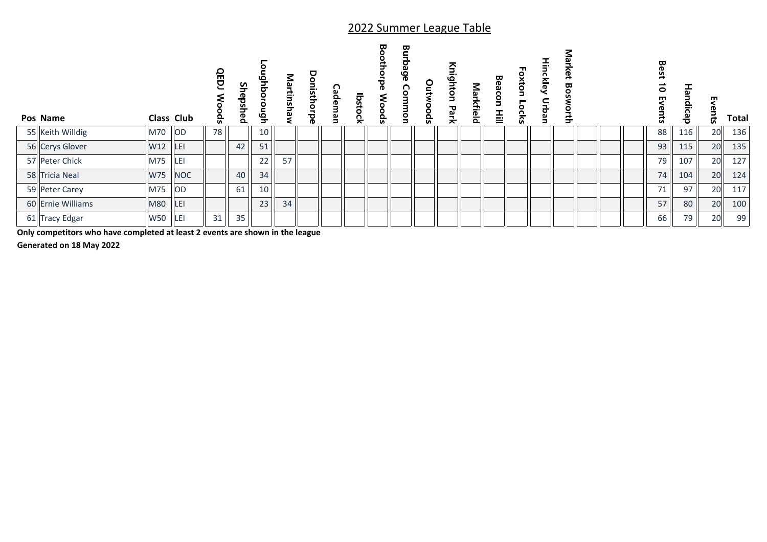## 2022 Summer League Table

| Pos | Name | Class | Club | QEDJ Woods | Shepshed | Loughborough | Martinshaw | Donisthorpe | Cademan | Ibstock | Boothorpe Woods | Burbage Common | Outwoods | Knighton Park | Markfield | Beacon Hill | Foxton Locks | Hinckley Urban | Market Bosworth | | | | Best 10 Events | Handicap | Events | Total |
|---|---|---|---|---|---|---|---|---|---|---|---|---|---|---|---|---|---|---|---|---|---|---|---|---|---|---|
| 55 | Keith Willdig | M70 | OD | 78 | | 10 | | | | | | | | | | | | | | | | | 88 | 116 | 20 | 136 |
| 56 | Cerys Glover | W12 | LEI | | 42 | 51 | | | | | | | | | | | | | | | | | 93 | 115 | 20 | 135 |
| 57 | Peter Chick | M75 | LEI | | | 22 | 57 | | | | | | | | | | | | | | | | 79 | 107 | 20 | 127 |
| 58 | Tricia Neal | W75 | NOC | | 40 | 34 | | | | | | | | | | | | | | | | | 74 | 104 | 20 | 124 |
| 59 | Peter Carey | M75 | OD | | 61 | 10 | | | | | | | | | | | | | | | | | 71 | 97 | 20 | 117 |
| 60 | Ernie Williams | M80 | LEI | | | 23 | 34 | | | | | | | | | | | | | | | | 57 | 80 | 20 | 100 |
| 61 | Tracy Edgar | W50 | LEI | 31 | 35 | | | | | | | | | | | | | | | | | | 66 | 79 | 20 | 99 |

**Only competitors who have completed at least 2 events are shown in the league**

**Generated on 18 May 2022**